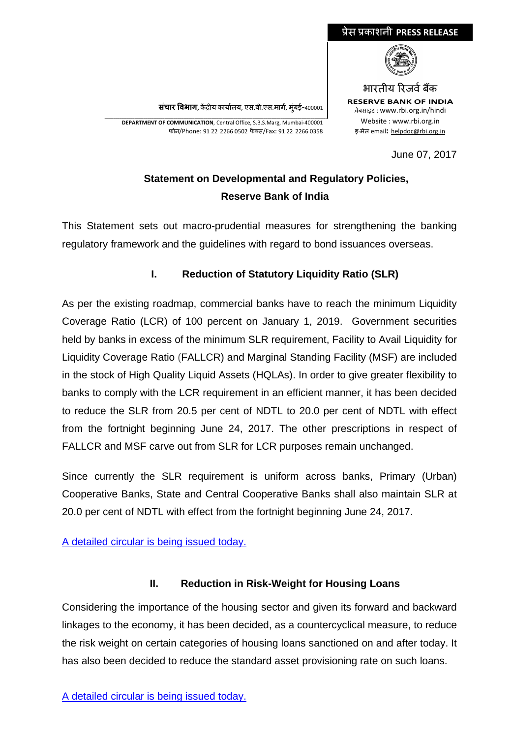प्रेस प्रकाशनी **PRESS RELEASE**

भारतीय रिजर्व बैंक
**RESERVE BANK OF INDIA**
वेबसाइट : www.rbi.org.in/hindi
Website : www.rbi.org.in
इ-मेल email: helpdoc@rbi.org.in

**संचार विभाग,** केंद्रीय कार्यालय, एस.बी.एस.मार्ग, मुंबई-400001
**DEPARTMENT OF COMMUNICATION**, Central Office, S.B.S.Marg, Mumbai-400001
फोन/Phone: 91 22 2266 0502 फैक्स/Fax: 91 22 2266 0358

June 07, 2017

## Statement on Developmental and Regulatory Policies, Reserve Bank of India

This Statement sets out macro-prudential measures for strengthening the banking regulatory framework and the guidelines with regard to bond issuances overseas.

### I. Reduction of Statutory Liquidity Ratio (SLR)

As per the existing roadmap, commercial banks have to reach the minimum Liquidity Coverage Ratio (LCR) of 100 percent on January 1, 2019. Government securities held by banks in excess of the minimum SLR requirement, Facility to Avail Liquidity for Liquidity Coverage Ratio (FALLCR) and Marginal Standing Facility (MSF) are included in the stock of High Quality Liquid Assets (HQLAs). In order to give greater flexibility to banks to comply with the LCR requirement in an efficient manner, it has been decided to reduce the SLR from 20.5 per cent of NDTL to 20.0 per cent of NDTL with effect from the fortnight beginning June 24, 2017. The other prescriptions in respect of FALLCR and MSF carve out from SLR for LCR purposes remain unchanged.

Since currently the SLR requirement is uniform across banks, Primary (Urban) Cooperative Banks, State and Central Cooperative Banks shall also maintain SLR at 20.0 per cent of NDTL with effect from the fortnight beginning June 24, 2017.

A detailed circular is being issued today.

### II. Reduction in Risk-Weight for Housing Loans

Considering the importance of the housing sector and given its forward and backward linkages to the economy, it has been decided, as a countercyclical measure, to reduce the risk weight on certain categories of housing loans sanctioned on and after today. It has also been decided to reduce the standard asset provisioning rate on such loans.

A detailed circular is being issued today.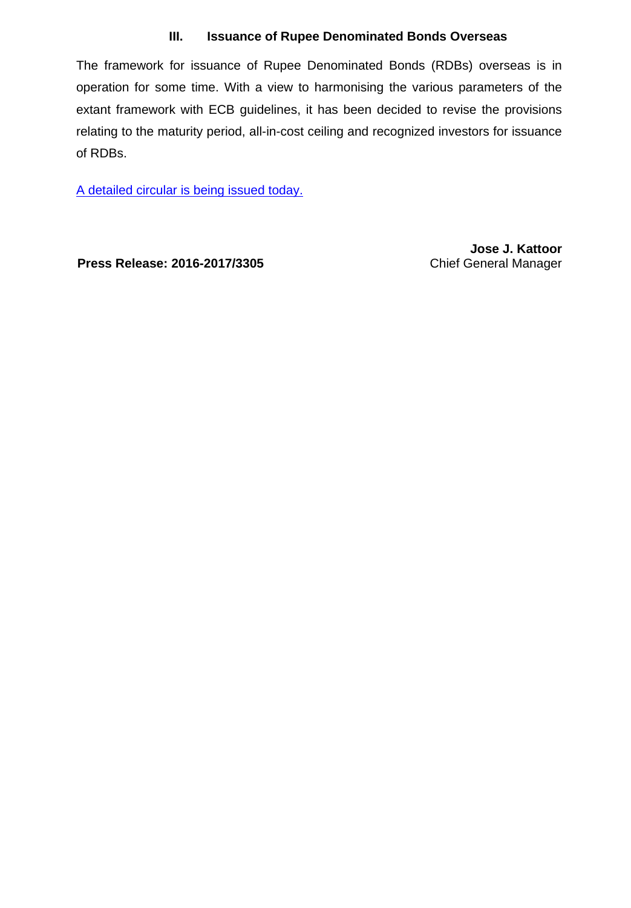### III. Issuance of Rupee Denominated Bonds Overseas

The framework for issuance of Rupee Denominated Bonds (RDBs) overseas is in operation for some time. With a view to harmonising the various parameters of the extant framework with ECB guidelines, it has been decided to revise the provisions relating to the maturity period, all-in-cost ceiling and recognized investors for issuance of RDBs.

A detailed circular is being issued today.

**Jose J. Kattoor**
Chief General Manager

**Press Release: 2016-2017/3305**